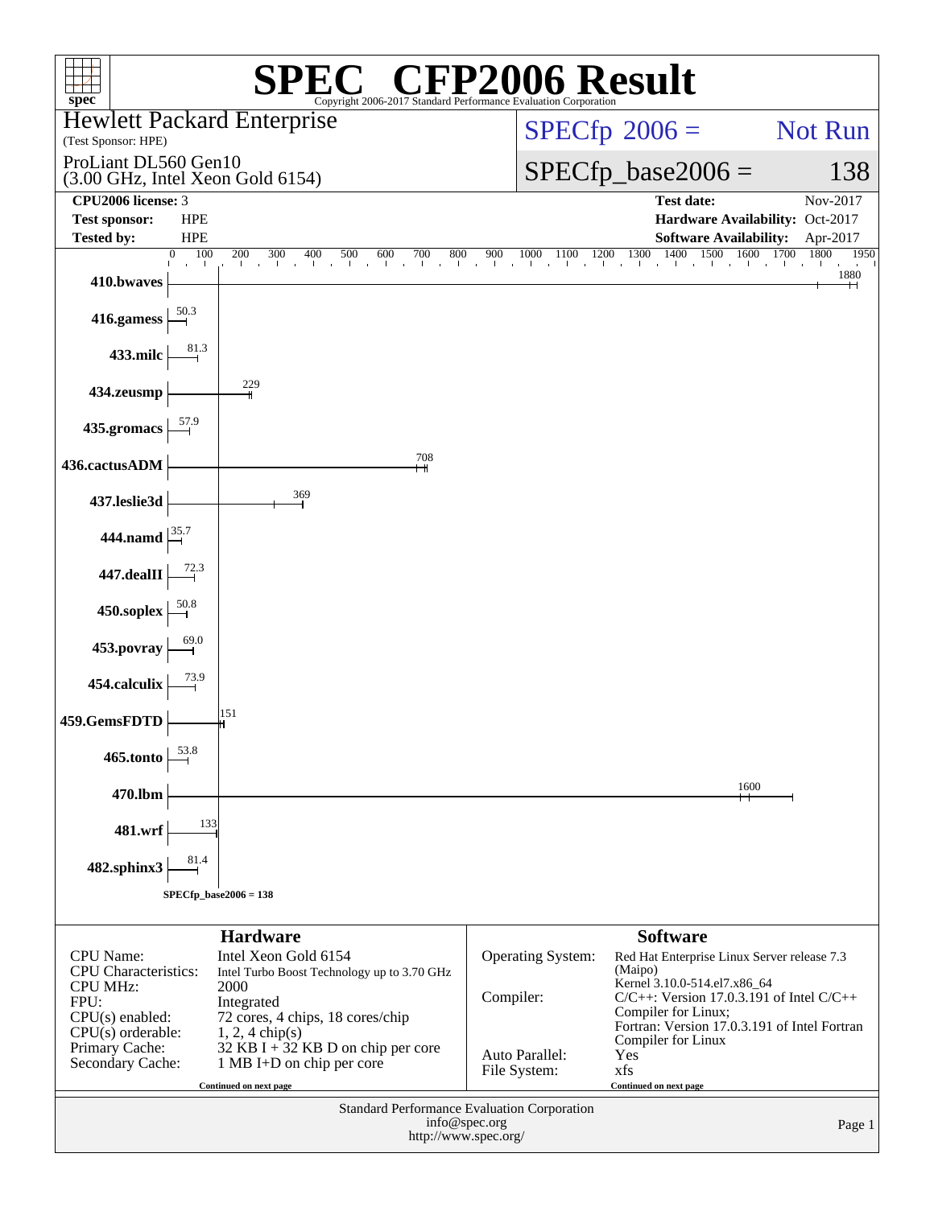# SPEC CFP2006 Result

Copyright 2006-2017 Standard Performance Evaluation Corporation

**Hewlett Packard Enterprise**
(Test Sponsor: HPE)

ProLiant DL560 Gen10
(3.00 GHz, Intel Xeon Gold 6154)

SPECfp 2006 = Not Run

SPECfp_base2006 = 138

| | | | |
|---|---|---|---|
| **CPU2006 license:** | 3 | **Test date:** | Nov-2017 |
| **Test sponsor:** | HPE | **Hardware Availability:** | Oct-2017 |
| **Tested by:** | HPE | **Software Availability:** | Apr-2017 |

| Benchmark | Base ratio |
|---|---|
| 410.bwaves | 1880 |
| 416.gamess | 50.3 |
| 433.milc | 81.3 |
| 434.zeusmp | 229 |
| 435.gromacs | 57.9 |
| 436.cactusADM | 708 |
| 437.leslie3d | 369 |
| 444.namd | 35.7 |
| 447.dealII | 72.3 |
| 450.soplex | 50.8 |
| 453.povray | 69.0 |
| 454.calculix | 73.9 |
| 459.GemsFDTD | 151 |
| 465.tonto | 53.8 |
| 470.lbm | 1600 |
| 481.wrf | 133 |
| 482.sphinx3 | 81.4 |

SPECfp_base2006 = 138

## Hardware

| | |
|---|---|
| CPU Name: | Intel Xeon Gold 6154 |
| CPU Characteristics: | Intel Turbo Boost Technology up to 3.70 GHz |
| CPU MHz: | 2000 |
| FPU: | Integrated |
| CPU(s) enabled: | 72 cores, 4 chips, 18 cores/chip |
| CPU(s) orderable: | 1, 2, 4 chip(s) |
| Primary Cache: | 32 KB I + 32 KB D on chip per core |
| Secondary Cache: | 1 MB I+D on chip per core |

Continued on next page

## Software

| | |
|---|---|
| Operating System: | Red Hat Enterprise Linux Server release 7.3 (Maipo) Kernel 3.10.0-514.el7.x86_64 |
| Compiler: | C/C++: Version 17.0.3.191 of Intel C/C++ Compiler for Linux; Fortran: Version 17.0.3.191 of Intel Fortran Compiler for Linux |
| Auto Parallel: | Yes |
| File System: | xfs |

Continued on next page

Standard Performance Evaluation Corporation
info@spec.org
http://www.spec.org/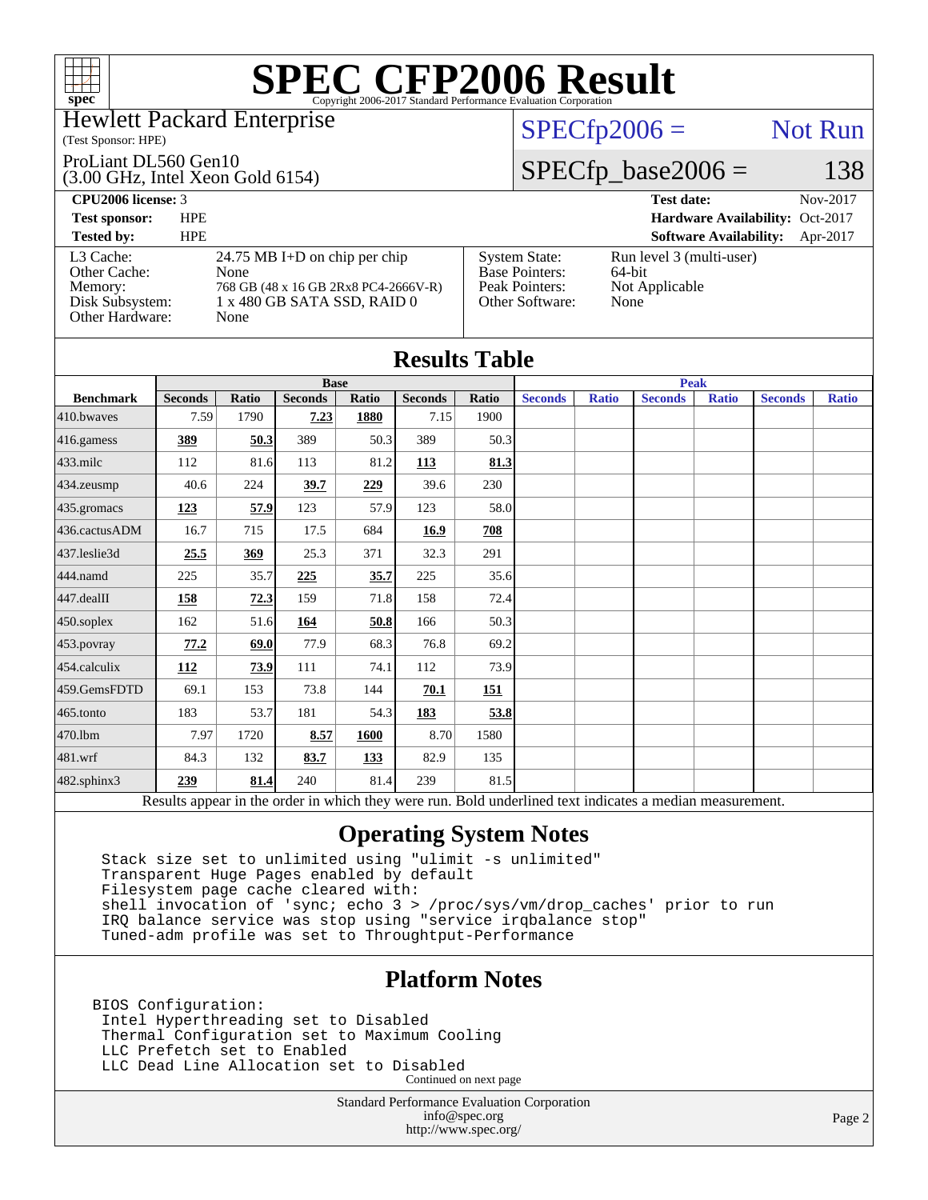# SPEC CFP2006 Result

Copyright 2006-2017 Standard Performance Evaluation Corporation

Hewlett Packard Enterprise
(Test Sponsor: HPE)

ProLiant DL560 Gen10
(3.00 GHz, Intel Xeon Gold 6154)

SPECfp2006 = Not Run

SPECfp_base2006 = 138

| | | | |
|---|---|---|---|
| **CPU2006 license:** 3 | | **Test date:** | Nov-2017 |
| **Test sponsor:** | HPE | **Hardware Availability:** | Oct-2017 |
| **Tested by:** | HPE | **Software Availability:** | Apr-2017 |

| | | | |
|---|---|---|---|
| L3 Cache: | 24.75 MB I+D on chip per chip | System State: | Run level 3 (multi-user) |
| Other Cache: | None | Base Pointers: | 64-bit |
| Memory: | 768 GB (48 x 16 GB 2Rx8 PC4-2666V-R) | Peak Pointers: | Not Applicable |
| Disk Subsystem: | 1 x 480 GB SATA SSD, RAID 0 | Other Software: | None |
| Other Hardware: | None | | |

## Results Table

| Benchmark | Base | | | | | | Peak | | | | | |
|---|---|---|---|---|---|---|---|---|---|---|---|---|
| | Seconds | Ratio | Seconds | Ratio | Seconds | Ratio | Seconds | Ratio | Seconds | Ratio | Seconds | Ratio |
| 410.bwaves | 7.59 | 1790 | **7.23** | **1880** | 7.15 | 1900 | | | | | | |
| 416.gamess | **389** | **50.3** | 389 | 50.3 | 389 | 50.3 | | | | | | |
| 433.milc | 112 | 81.6 | 113 | 81.2 | **113** | **81.3** | | | | | | |
| 434.zeusmp | 40.6 | 224 | **39.7** | **229** | 39.6 | 230 | | | | | | |
| 435.gromacs | **123** | **57.9** | 123 | 57.9 | 123 | 58.0 | | | | | | |
| 436.cactusADM | 16.7 | 715 | 17.5 | 684 | **16.9** | **708** | | | | | | |
| 437.leslie3d | **25.5** | **369** | 25.3 | 371 | 32.3 | 291 | | | | | | |
| 444.namd | 225 | 35.7 | **225** | **35.7** | 225 | 35.6 | | | | | | |
| 447.dealII | **158** | **72.3** | 159 | 71.8 | 158 | 72.4 | | | | | | |
| 450.soplex | 162 | 51.6 | **164** | **50.8** | 166 | 50.3 | | | | | | |
| 453.povray | **77.2** | **69.0** | 77.9 | 68.3 | 76.8 | 69.2 | | | | | | |
| 454.calculix | **112** | **73.9** | 111 | 74.1 | 112 | 73.9 | | | | | | |
| 459.GemsFDTD | 69.1 | 153 | 73.8 | 144 | **70.1** | **151** | | | | | | |
| 465.tonto | 183 | 53.7 | 181 | 54.3 | **183** | **53.8** | | | | | | |
| 470.lbm | 7.97 | 1720 | **8.57** | **1600** | 8.70 | 1580 | | | | | | |
| 481.wrf | 84.3 | 132 | **83.7** | **133** | 82.9 | 135 | | | | | | |
| 482.sphinx3 | **239** | **81.4** | 240 | 81.4 | 239 | 81.5 | | | | | | |

Results appear in the order in which they were run. Bold underlined text indicates a median measurement.

## Operating System Notes

```
Stack size set to unlimited using "ulimit -s unlimited"
Transparent Huge Pages enabled by default
Filesystem page cache cleared with:
shell invocation of 'sync; echo 3 > /proc/sys/vm/drop_caches' prior to run
IRQ balance service was stop using "service irqbalance stop"
Tuned-adm profile was set to Throughput-Performance
```

## Platform Notes

```
BIOS Configuration:
 Intel Hyperthreading set to Disabled
 Thermal Configuration set to Maximum Cooling
 LLC Prefetch set to Enabled
 LLC Dead Line Allocation set to Disabled
```

Continued on next page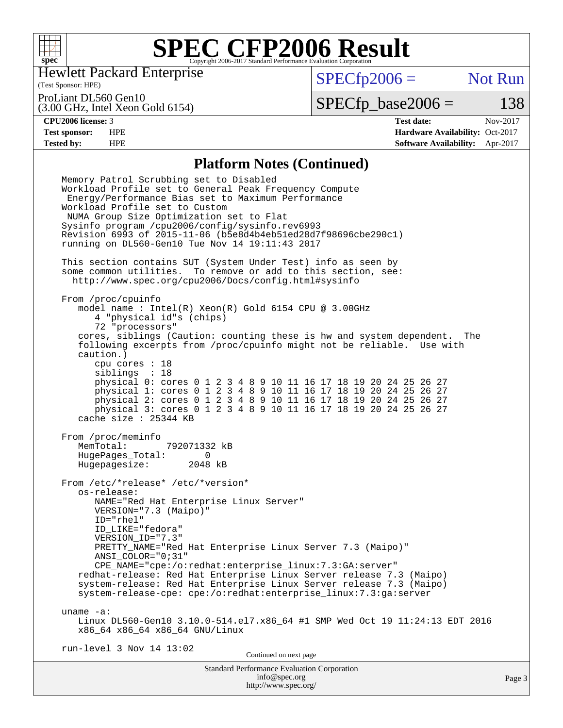# SPEC CFP2006 Result

Copyright 2006-2017 Standard Performance Evaluation Corporation

**Hewlett Packard Enterprise**
(Test Sponsor: HPE)

ProLiant DL560 Gen10
(3.00 GHz, Intel Xeon Gold 6154)

SPECfp2006 = Not Run

SPECfp_base2006 = 138

| | | | |
|---|---|---|---|
| **CPU2006 license:** | 3 | **Test date:** | Nov-2017 |
| **Test sponsor:** | HPE | **Hardware Availability:** | Oct-2017 |
| **Tested by:** | HPE | **Software Availability:** | Apr-2017 |

## Platform Notes (Continued)

```
Memory Patrol Scrubbing set to Disabled
Workload Profile set to General Peak Frequency Compute
 Energy/Performance Bias set to Maximum Performance
Workload Profile set to Custom
 NUMA Group Size Optimization set to Flat
Sysinfo program /cpu2006/config/sysinfo.rev6993
Revision 6993 of 2015-11-06 (b5e8d4b4eb51ed28d7f98696cbe290c1)
running on DL560-Gen10 Tue Nov 14 19:11:43 2017

This section contains SUT (System Under Test) info as seen by
some common utilities.  To remove or add to this section, see:
  http://www.spec.org/cpu2006/Docs/config.html#sysinfo

From /proc/cpuinfo
   model name : Intel(R) Xeon(R) Gold 6154 CPU @ 3.00GHz
      4 "physical id"s (chips)
      72 "processors"
   cores, siblings (Caution: counting these is hw and system dependent.  The
   following excerpts from /proc/cpuinfo might not be reliable.  Use with
   caution.)
      cpu cores : 18
      siblings  : 18
      physical 0: cores 0 1 2 3 4 8 9 10 11 16 17 18 19 20 24 25 26 27
      physical 1: cores 0 1 2 3 4 8 9 10 11 16 17 18 19 20 24 25 26 27
      physical 2: cores 0 1 2 3 4 8 9 10 11 16 17 18 19 20 24 25 26 27
      physical 3: cores 0 1 2 3 4 8 9 10 11 16 17 18 19 20 24 25 26 27
   cache size : 25344 KB

From /proc/meminfo
   MemTotal:       792071332 kB
   HugePages_Total:       0
   Hugepagesize:       2048 kB

From /etc/*release* /etc/*version*
   os-release:
      NAME="Red Hat Enterprise Linux Server"
      VERSION="7.3 (Maipo)"
      ID="rhel"
      ID_LIKE="fedora"
      VERSION_ID="7.3"
      PRETTY_NAME="Red Hat Enterprise Linux Server 7.3 (Maipo)"
      ANSI_COLOR="0;31"
      CPE_NAME="cpe:/o:redhat:enterprise_linux:7.3:GA:server"
   redhat-release: Red Hat Enterprise Linux Server release 7.3 (Maipo)
   system-release: Red Hat Enterprise Linux Server release 7.3 (Maipo)
   system-release-cpe: cpe:/o:redhat:enterprise_linux:7.3:ga:server

uname -a:
   Linux DL560-Gen10 3.10.0-514.el7.x86_64 #1 SMP Wed Oct 19 11:24:13 EDT 2016
   x86_64 x86_64 x86_64 GNU/Linux

run-level 3 Nov 14 13:02
```

Continued on next page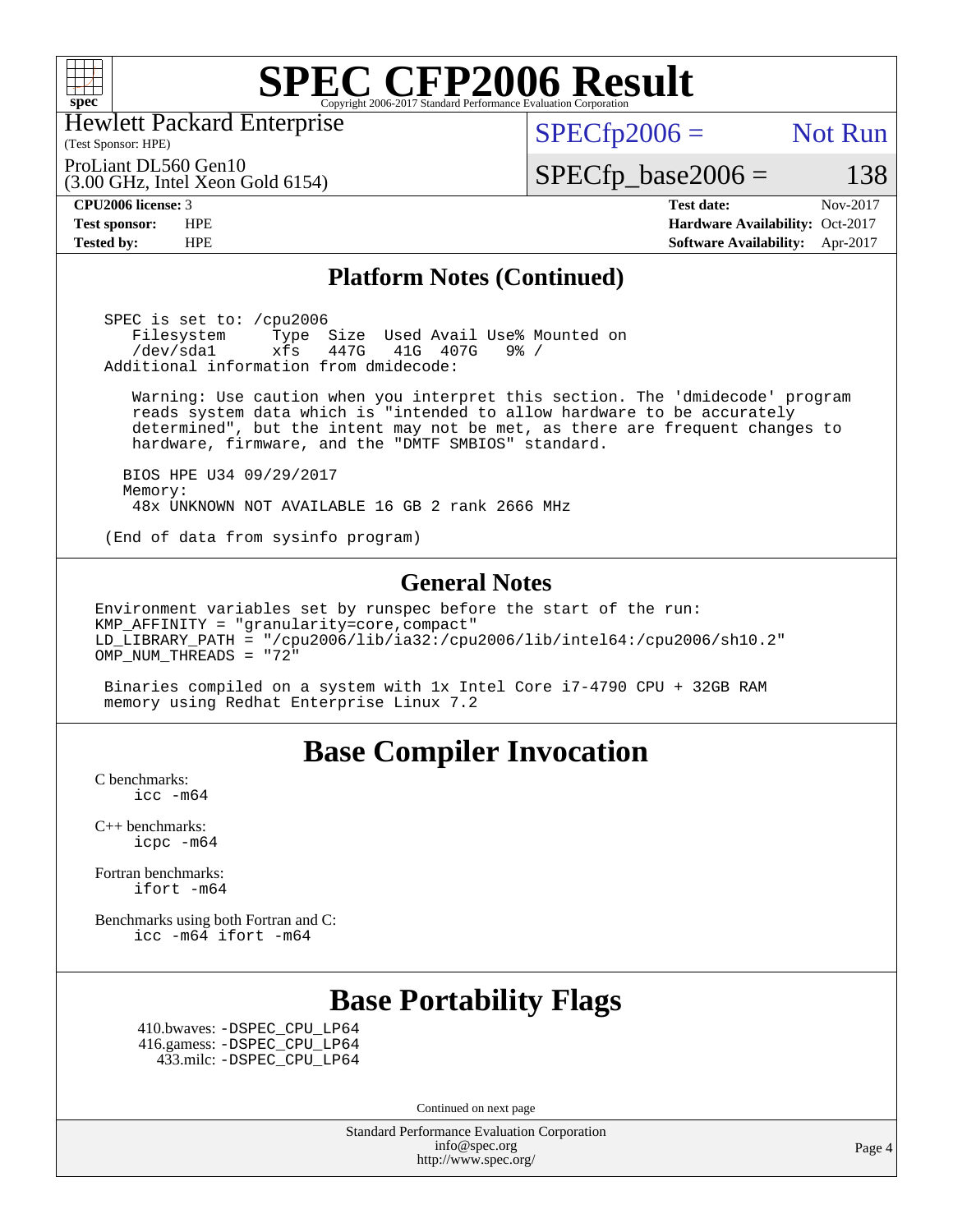# SPEC CFP2006 Result

Copyright 2006-2017 Standard Performance Evaluation Corporation

Hewlett Packard Enterprise
(Test Sponsor: HPE)

ProLiant DL560 Gen10
(3.00 GHz, Intel Xeon Gold 6154)

SPECfp2006 = Not Run

SPECfp_base2006 = 138

| | | | |
|---|---|---|---|
| **CPU2006 license:** 3 | | **Test date:** | Nov-2017 |
| **Test sponsor:** | HPE | **Hardware Availability:** | Oct-2017 |
| **Tested by:** | HPE | **Software Availability:** | Apr-2017 |

## Platform Notes (Continued)

```
SPEC is set to: /cpu2006
   Filesystem     Type  Size  Used Avail Use% Mounted on
   /dev/sda1      xfs   447G   41G  407G   9% /
Additional information from dmidecode:

   Warning: Use caution when you interpret this section. The 'dmidecode' program
   reads system data which is "intended to allow hardware to be accurately
   determined", but the intent may not be met, as there are frequent changes to
   hardware, firmware, and the "DMTF SMBIOS" standard.

  BIOS HPE U34 09/29/2017
  Memory:
   48x UNKNOWN NOT AVAILABLE 16 GB 2 rank 2666 MHz

(End of data from sysinfo program)
```

## General Notes

```
Environment variables set by runspec before the start of the run:
KMP_AFFINITY = "granularity=core,compact"
LD_LIBRARY_PATH = "/cpu2006/lib/ia32:/cpu2006/lib/intel64:/cpu2006/sh10.2"
OMP_NUM_THREADS = "72"

 Binaries compiled on a system with 1x Intel Core i7-4790 CPU + 32GB RAM
 memory using Redhat Enterprise Linux 7.2
```

## Base Compiler Invocation

C benchmarks:
```
icc -m64
```

C++ benchmarks:
```
icpc -m64
```

Fortran benchmarks:
```
ifort -m64
```

Benchmarks using both Fortran and C:
```
icc -m64 ifort -m64
```

## Base Portability Flags

```
410.bwaves: -DSPEC_CPU_LP64
416.gamess: -DSPEC_CPU_LP64
 433.milc: -DSPEC_CPU_LP64
```

Continued on next page

Standard Performance Evaluation Corporation
info@spec.org
http://www.spec.org/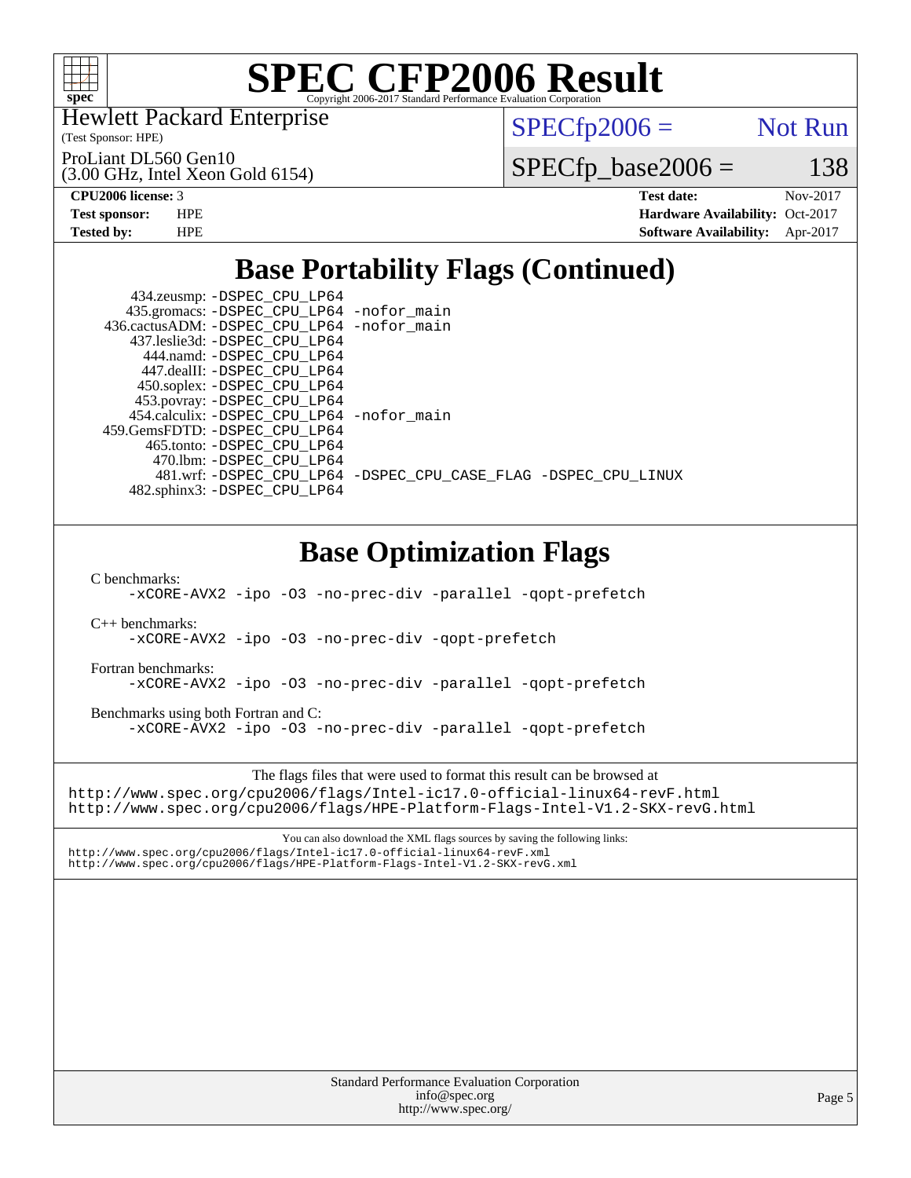# SPEC CFP2006 Result

Copyright 2006-2017 Standard Performance Evaluation Corporation

Hewlett Packard Enterprise
(Test Sponsor: HPE)

ProLiant DL560 Gen10
(3.00 GHz, Intel Xeon Gold 6154)

SPECfp2006 = Not Run

SPECfp_base2006 = 138

**CPU2006 license:** 3
**Test sponsor:** HPE
**Tested by:** HPE

**Test date:** Nov-2017
**Hardware Availability:** Oct-2017
**Software Availability:** Apr-2017

## Base Portability Flags (Continued)

434.zeusmp: -DSPEC_CPU_LP64
435.gromacs: -DSPEC_CPU_LP64 -nofor_main
436.cactusADM: -DSPEC_CPU_LP64 -nofor_main
437.leslie3d: -DSPEC_CPU_LP64
444.namd: -DSPEC_CPU_LP64
447.dealII: -DSPEC_CPU_LP64
450.soplex: -DSPEC_CPU_LP64
453.povray: -DSPEC_CPU_LP64
454.calculix: -DSPEC_CPU_LP64 -nofor_main
459.GemsFDTD: -DSPEC_CPU_LP64
465.tonto: -DSPEC_CPU_LP64
470.lbm: -DSPEC_CPU_LP64
481.wrf: -DSPEC_CPU_LP64 -DSPEC_CPU_CASE_FLAG -DSPEC_CPU_LINUX
482.sphinx3: -DSPEC_CPU_LP64

## Base Optimization Flags

C benchmarks:
-xCORE-AVX2 -ipo -O3 -no-prec-div -parallel -qopt-prefetch

C++ benchmarks:
-xCORE-AVX2 -ipo -O3 -no-prec-div -qopt-prefetch

Fortran benchmarks:
-xCORE-AVX2 -ipo -O3 -no-prec-div -parallel -qopt-prefetch

Benchmarks using both Fortran and C:
-xCORE-AVX2 -ipo -O3 -no-prec-div -parallel -qopt-prefetch

The flags files that were used to format this result can be browsed at
http://www.spec.org/cpu2006/flags/Intel-ic17.0-official-linux64-revF.html
http://www.spec.org/cpu2006/flags/HPE-Platform-Flags-Intel-V1.2-SKX-revG.html

You can also download the XML flags sources by saving the following links:
http://www.spec.org/cpu2006/flags/Intel-ic17.0-official-linux64-revF.xml
http://www.spec.org/cpu2006/flags/HPE-Platform-Flags-Intel-V1.2-SKX-revG.xml

Standard Performance Evaluation Corporation
info@spec.org
http://www.spec.org/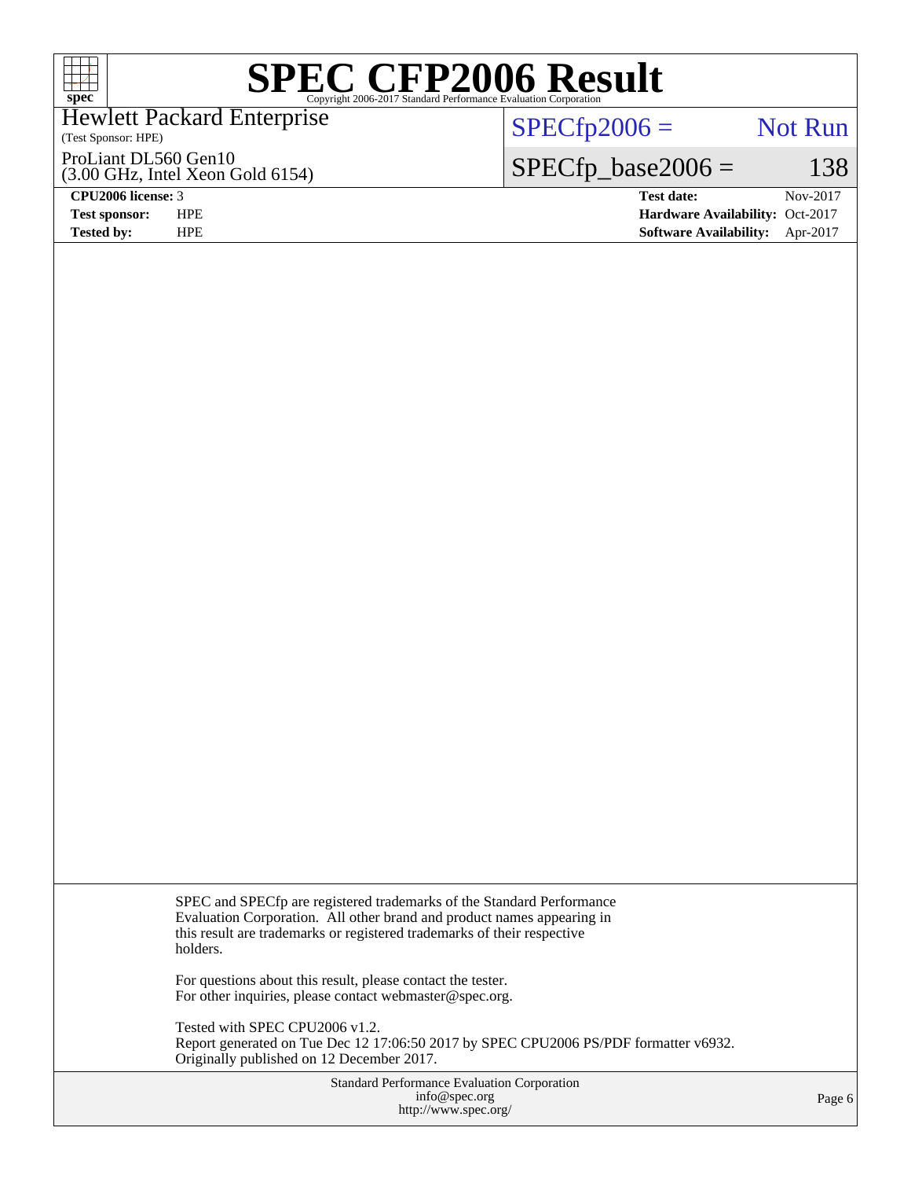# SPEC CFP2006 Result

Copyright 2006-2017 Standard Performance Evaluation Corporation

Hewlett Packard Enterprise
(Test Sponsor: HPE)

ProLiant DL560 Gen10
(3.00 GHz, Intel Xeon Gold 6154)

$SPECfp2006 =$ Not Run

$SPECfp\_base2006 =$ 138

| | | | |
|---|---|---|---|
| **CPU2006 license:** | 3 | **Test date:** | Nov-2017 |
| **Test sponsor:** | HPE | **Hardware Availability:** | Oct-2017 |
| **Tested by:** | HPE | **Software Availability:** | Apr-2017 |

SPEC and SPECfp are registered trademarks of the Standard Performance Evaluation Corporation. All other brand and product names appearing in this result are trademarks or registered trademarks of their respective holders.

For questions about this result, please contact the tester.
For other inquiries, please contact webmaster@spec.org.

Tested with SPEC CPU2006 v1.2.
Report generated on Tue Dec 12 17:06:50 2017 by SPEC CPU2006 PS/PDF formatter v6932.
Originally published on 12 December 2017.

Standard Performance Evaluation Corporation
info@spec.org
http://www.spec.org/